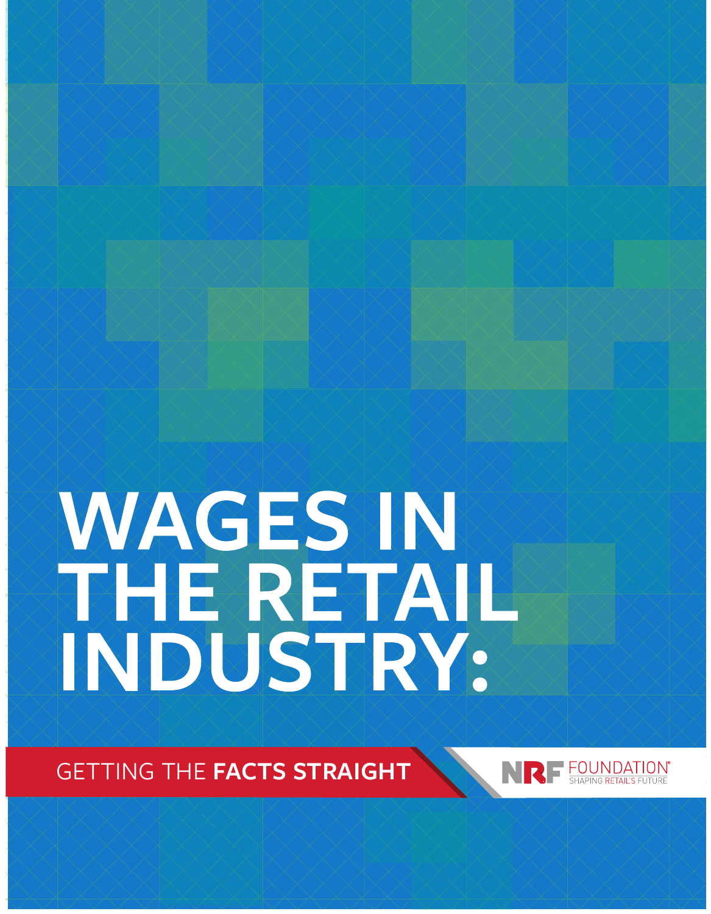# WAGES IN THE RETAIL INDUSTRY:

## GETTING THE **FACTS STRAIGHT**

NRF FOUNDATION
SHAPING RETAIL'S FUTURE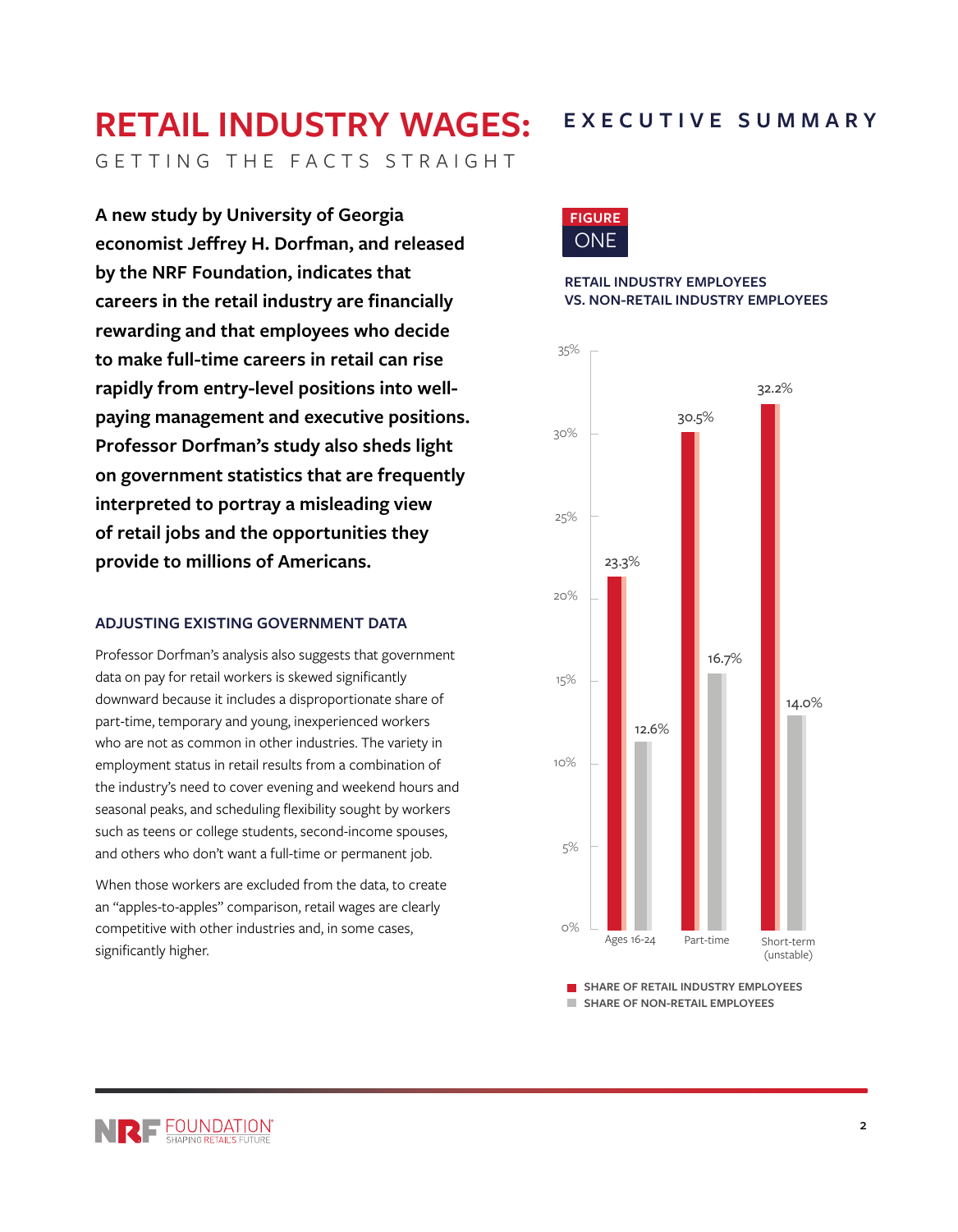# RETAIL INDUSTRY WAGES:

GETTING THE FACTS STRAIGHT

## EXECUTIVE SUMMARY

**A new study by University of Georgia economist Jeffrey H. Dorfman, and released by the NRF Foundation, indicates that careers in the retail industry are financially rewarding and that employees who decide to make full-time careers in retail can rise rapidly from entry-level positions into well-paying management and executive positions. Professor Dorfman's study also sheds light on government statistics that are frequently interpreted to portray a misleading view of retail jobs and the opportunities they provide to millions of Americans.**

### ADJUSTING EXISTING GOVERNMENT DATA

Professor Dorfman's analysis also suggests that government data on pay for retail workers is skewed significantly downward because it includes a disproportionate share of part-time, temporary and young, inexperienced workers who are not as common in other industries. The variety in employment status in retail results from a combination of the industry's need to cover evening and weekend hours and seasonal peaks, and scheduling flexibility sought by workers such as teens or college students, second-income spouses, and others who don't want a full-time or permanent job.

When those workers are excluded from the data, to create an "apples-to-apples" comparison, retail wages are clearly competitive with other industries and, in some cases, significantly higher.

**FIGURE ONE**

**RETAIL INDUSTRY EMPLOYEES VS. NON-RETAIL INDUSTRY EMPLOYEES**

| | Share of Retail Industry Employees | Share of Non-Retail Employees |
|---|---|---|
| Ages 16-24 | 23.3% | 12.6% |
| Part-time | 30.5% | 16.7% |
| Short-term (unstable) | 32.2% | 14.0% |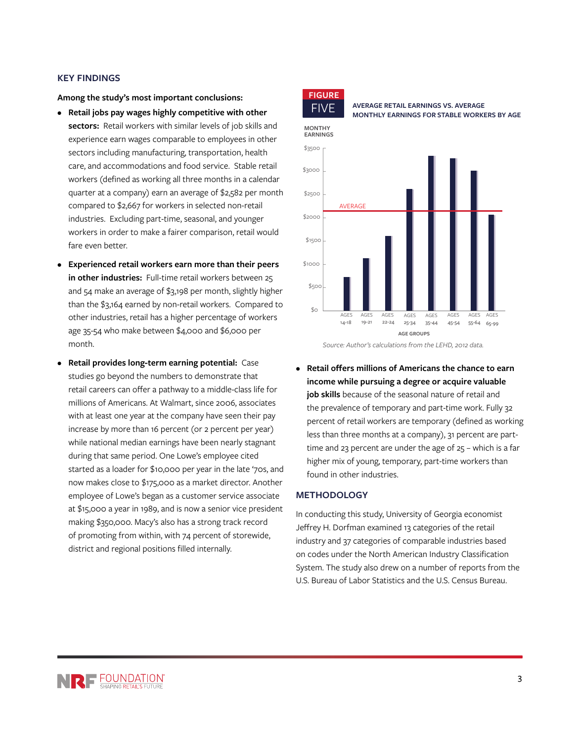## KEY FINDINGS

**Among the study's most important conclusions:**

- **Retail jobs pay wages highly competitive with other sectors:** Retail workers with similar levels of job skills and experience earn wages comparable to employees in other sectors including manufacturing, transportation, health care, and accommodations and food service. Stable retail workers (defined as working all three months in a calendar quarter at a company) earn an average of $2,582 per month compared to $2,667 for workers in selected non-retail industries. Excluding part-time, seasonal, and younger workers in order to make a fairer comparison, retail would fare even better.
- **Experienced retail workers earn more than their peers in other industries:** Full-time retail workers between 25 and 54 make an average of $3,198 per month, slightly higher than the $3,164 earned by non-retail workers. Compared to other industries, retail has a higher percentage of workers age 35-54 who make between $4,000 and $6,000 per month.
- **Retail provides long-term earning potential:** Case studies go beyond the numbers to demonstrate that retail careers can offer a pathway to a middle-class life for millions of Americans. At Walmart, since 2006, associates with at least one year at the company have seen their pay increase by more than 16 percent (or 2 percent per year) while national median earnings have been nearly stagnant during that same period. One Lowe's employee cited started as a loader for $10,000 per year in the late '70s, and now makes close to $175,000 as a market director. Another employee of Lowe's began as a customer service associate at $15,000 a year in 1989, and is now a senior vice president making $350,000. Macy's also has a strong track record of promoting from within, with 74 percent of storewide, district and regional positions filled internally.

**FIGURE FIVE**

**AVERAGE RETAIL EARNINGS VS. AVERAGE MONTHLY EARNINGS FOR STABLE WORKERS BY AGE**

MONTHY EARNINGS: $0 – $3500; AVERAGE line; AGE GROUPS: AGES 14-18, AGES 19-21, AGES 22-24, AGES 25-34, AGES 35-44, AGES 45-54, AGES 55-64, AGES 65-99

*Source: Author's calculations from the LEHD, 2012 data.*

- **Retail offers millions of Americans the chance to earn income while pursuing a degree or acquire valuable job skills** because of the seasonal nature of retail and the prevalence of temporary and part-time work. Fully 32 percent of retail workers are temporary (defined as working less than three months at a company), 31 percent are part-time and 23 percent are under the age of 25 – which is a far higher mix of young, temporary, part-time workers than found in other industries.

## METHODOLOGY

In conducting this study, University of Georgia economist Jeffrey H. Dorfman examined 13 categories of the retail industry and 37 categories of comparable industries based on codes under the North American Industry Classification System. The study also drew on a number of reports from the U.S. Bureau of Labor Statistics and the U.S. Census Bureau.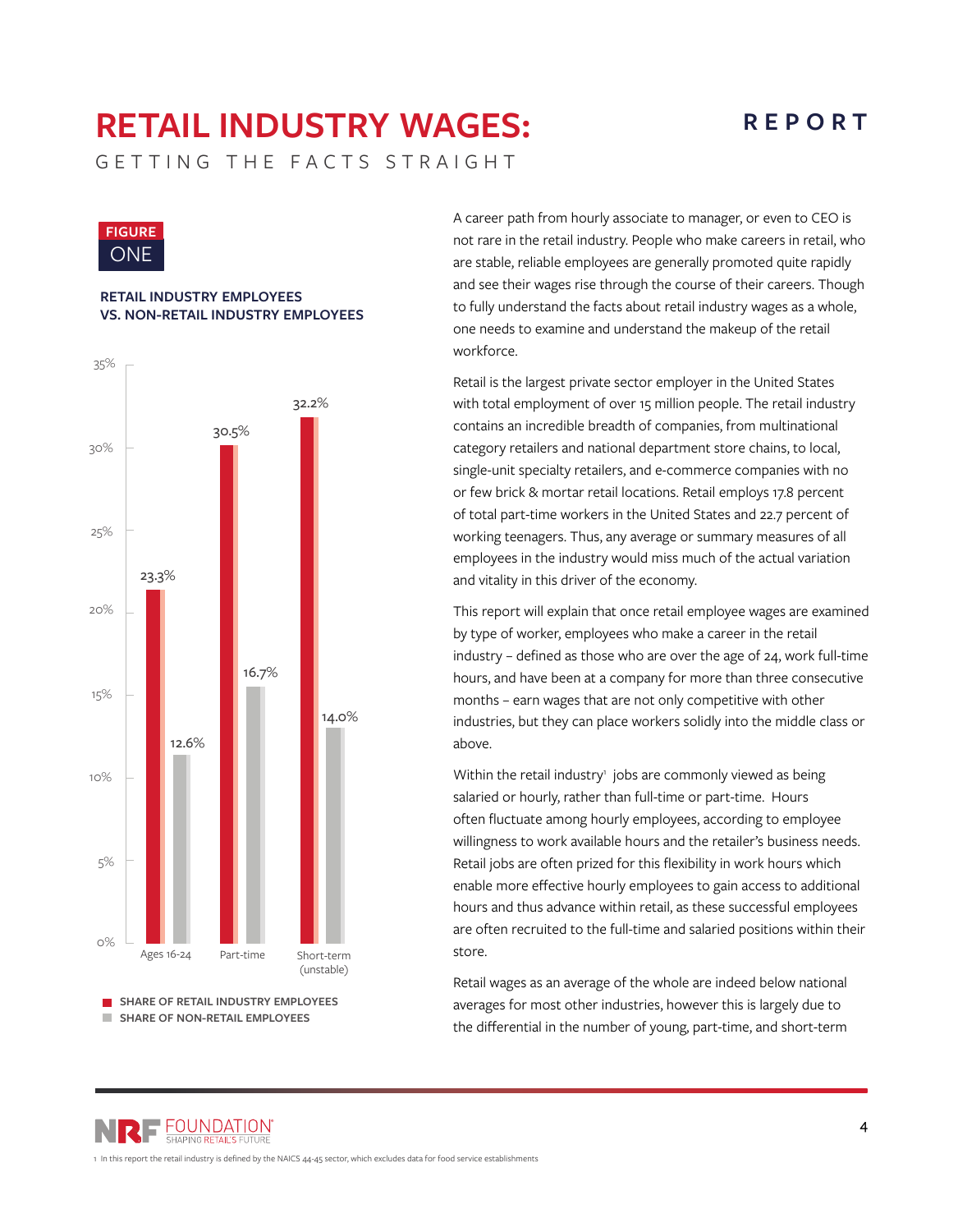# RETAIL INDUSTRY WAGES:

GETTING THE FACTS STRAIGHT

**FIGURE ONE**

**RETAIL INDUSTRY EMPLOYEES VS. NON-RETAIL INDUSTRY EMPLOYEES**

| | Share of Retail Industry Employees | Share of Non-Retail Employees |
|---|---|---|
| Ages 16-24 | 23.3% | 12.6% |
| Part-time | 30.5% | 16.7% |
| Short-term (unstable) | 32.2% | 14.0% |

A career path from hourly associate to manager, or even to CEO is not rare in the retail industry. People who make careers in retail, who are stable, reliable employees are generally promoted quite rapidly and see their wages rise through the course of their careers. Though to fully understand the facts about retail industry wages as a whole, one needs to examine and understand the makeup of the retail workforce.

Retail is the largest private sector employer in the United States with total employment of over 15 million people. The retail industry contains an incredible breadth of companies, from multinational category retailers and national department store chains, to local, single-unit specialty retailers, and e-commerce companies with no or few brick & mortar retail locations. Retail employs 17.8 percent of total part-time workers in the United States and 22.7 percent of working teenagers. Thus, any average or summary measures of all employees in the industry would miss much of the actual variation and vitality in this driver of the economy.

This report will explain that once retail employee wages are examined by type of worker, employees who make a career in the retail industry – defined as those who are over the age of 24, work full-time hours, and have been at a company for more than three consecutive months – earn wages that are not only competitive with other industries, but they can place workers solidly into the middle class or above.

Within the retail industry[1] jobs are commonly viewed as being salaried or hourly, rather than full-time or part-time. Hours often fluctuate among hourly employees, according to employee willingness to work available hours and the retailer's business needs. Retail jobs are often prized for this flexibility in work hours which enable more effective hourly employees to gain access to additional hours and thus advance within retail, as these successful employees are often recruited to the full-time and salaried positions within their store.

Retail wages as an average of the whole are indeed below national averages for most other industries, however this is largely due to the differential in the number of young, part-time, and short-term

1 In this report the retail industry is defined by the NAICS 44-45 sector, which excludes data for food service establishments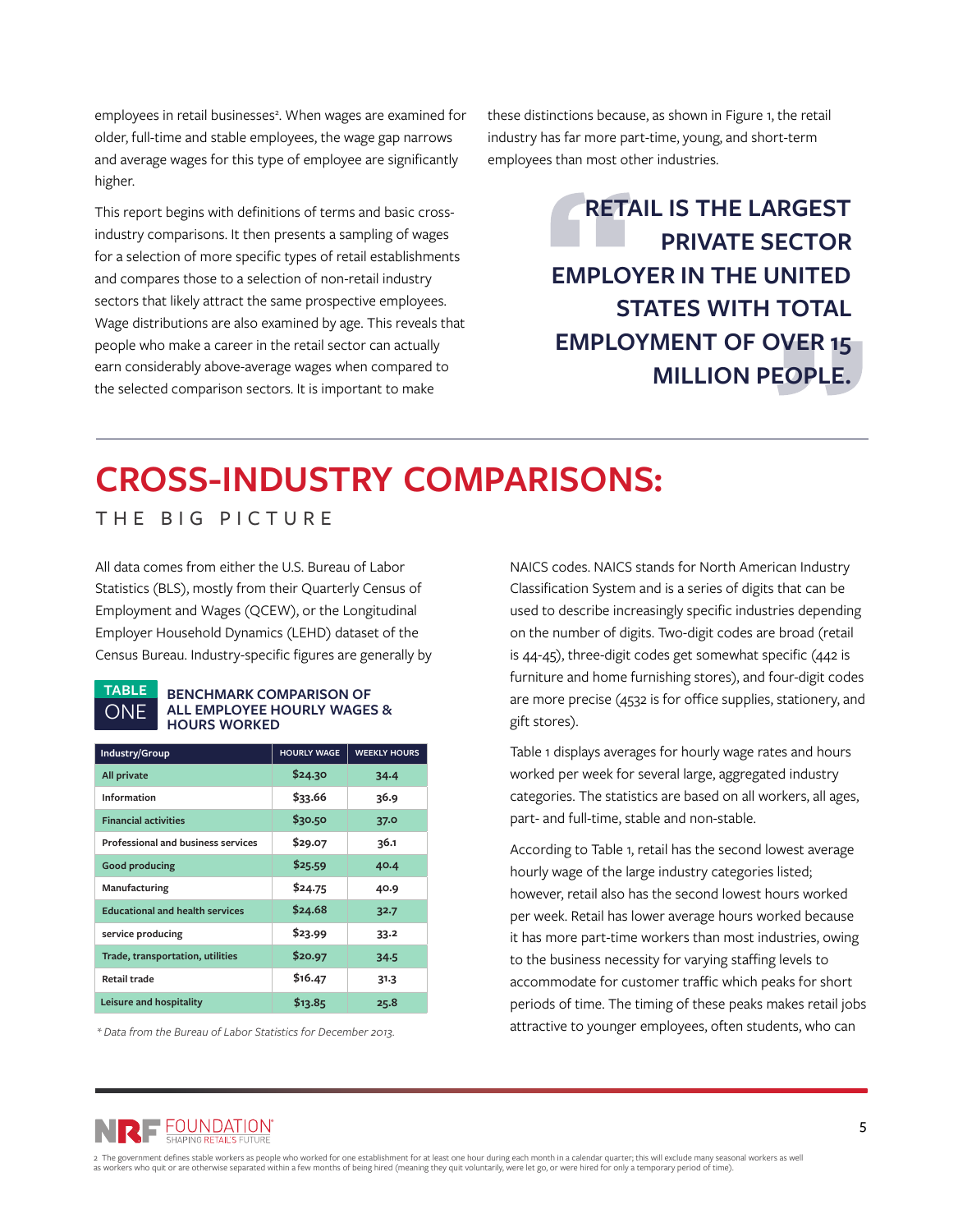employees in retail businesses[2]. When wages are examined for older, full-time and stable employees, the wage gap narrows and average wages for this type of employee are significantly higher.

This report begins with definitions of terms and basic cross-industry comparisons. It then presents a sampling of wages for a selection of more specific types of retail establishments and compares those to a selection of non-retail industry sectors that likely attract the same prospective employees. Wage distributions are also examined by age. This reveals that people who make a career in the retail sector can actually earn considerably above-average wages when compared to the selected comparison sectors. It is important to make these distinctions because, as shown in Figure 1, the retail industry has far more part-time, young, and short-term employees than most other industries.

> **RETAIL IS THE LARGEST PRIVATE SECTOR EMPLOYER IN THE UNITED STATES WITH TOTAL EMPLOYMENT OF OVER 15 MILLION PEOPLE.**

# CROSS-INDUSTRY COMPARISONS:

## THE BIG PICTURE

All data comes from either the U.S. Bureau of Labor Statistics (BLS), mostly from their Quarterly Census of Employment and Wages (QCEW), or the Longitudinal Employer Household Dynamics (LEHD) dataset of the Census Bureau. Industry-specific figures are generally by NAICS codes. NAICS stands for North American Industry Classification System and is a series of digits that can be used to describe increasingly specific industries depending on the number of digits. Two-digit codes are broad (retail is 44-45), three-digit codes get somewhat specific (442 is furniture and home furnishing stores), and four-digit codes are more precise (4532 is for office supplies, stationery, and gift stores).

**TABLE ONE** **BENCHMARK COMPARISON OF ALL EMPLOYEE HOURLY WAGES & HOURS WORKED**

| Industry/Group | HOURLY WAGE | WEEKLY HOURS |
|---|---|---|
| All private | $24.30 | 34.4 |
| Information | $33.66 | 36.9 |
| Financial activities | $30.50 | 37.0 |
| Professional and business services | $29.07 | 36.1 |
| Good producing | $25.59 | 40.4 |
| Manufacturing | $24.75 | 40.9 |
| Educational and health services | $24.68 | 32.7 |
| service producing | $23.99 | 33.2 |
| Trade, transportation, utilities | $20.97 | 34.5 |
| Retail trade | $16.47 | 31.3 |
| Leisure and hospitality | $13.85 | 25.8 |

*\* Data from the Bureau of Labor Statistics for December 2013.*

Table 1 displays averages for hourly wage rates and hours worked per week for several large, aggregated industry categories. The statistics are based on all workers, all ages, part- and full-time, stable and non-stable.

According to Table 1, retail has the second lowest average hourly wage of the large industry categories listed; however, retail also has the second lowest hours worked per week. Retail has lower average hours worked because it has more part-time workers than most industries, owing to the business necessity for varying staffing levels to accommodate for customer traffic which peaks for short periods of time. The timing of these peaks makes retail jobs attractive to younger employees, often students, who can

2 The government defines stable workers as people who worked for one establishment for at least one hour during each month in a calendar quarter; this will exclude many seasonal workers as well as workers who quit or are otherwise separated within a few months of being hired (meaning they quit voluntarily, were let go, or were hired for only a temporary period of time).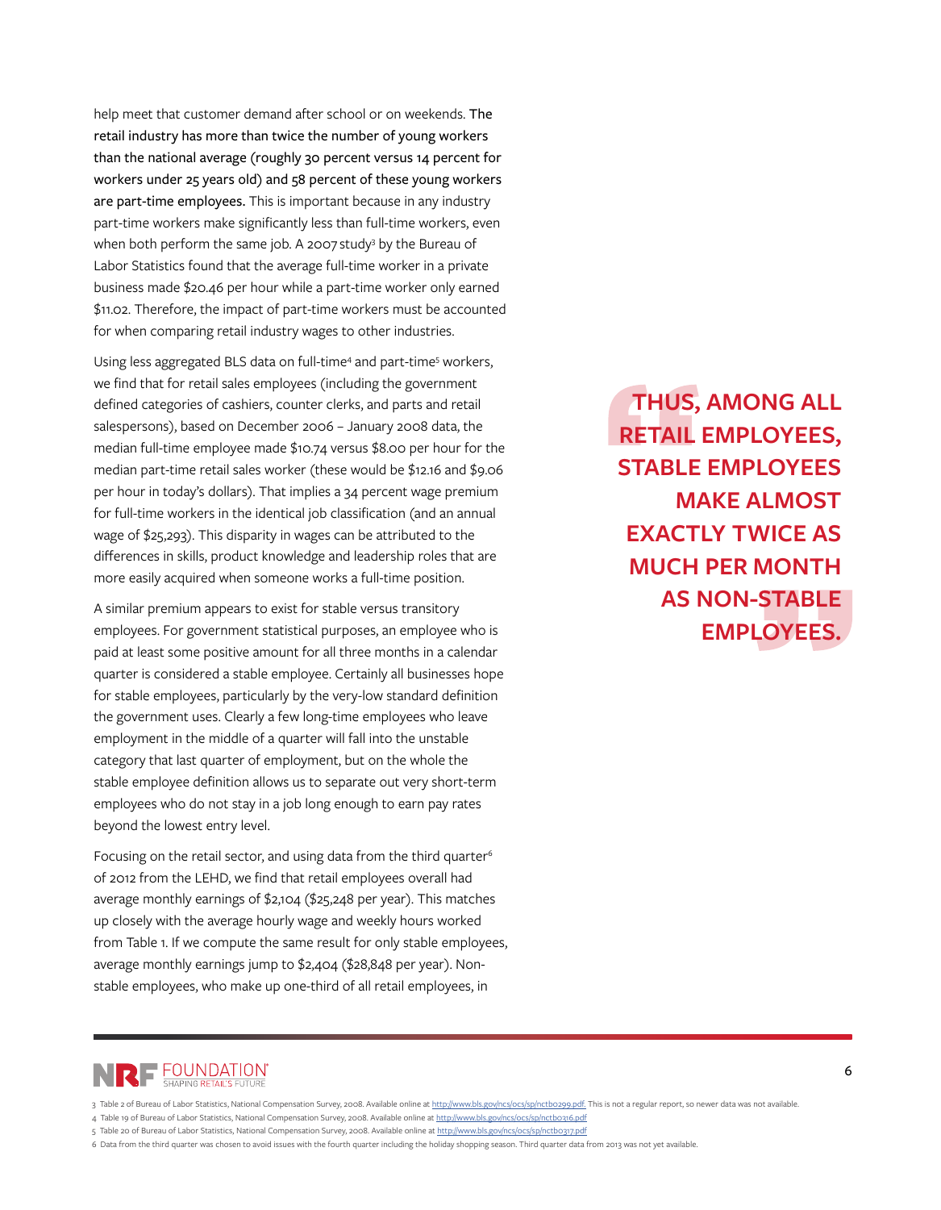help meet that customer demand after school or on weekends. **The retail industry has more than twice the number of young workers than the national average (roughly 30 percent versus 14 percent for workers under 25 years old) and 58 percent of these young workers are part-time employees.** This is important because in any industry part-time workers make significantly less than full-time workers, even when both perform the same job. A 2007 study[3] by the Bureau of Labor Statistics found that the average full-time worker in a private business made $20.46 per hour while a part-time worker only earned $11.02. Therefore, the impact of part-time workers must be accounted for when comparing retail industry wages to other industries.

Using less aggregated BLS data on full-time[4] and part-time[5] workers, we find that for retail sales employees (including the government defined categories of cashiers, counter clerks, and parts and retail salespersons), based on December 2006 – January 2008 data, the median full-time employee made $10.74 versus $8.00 per hour for the median part-time retail sales worker (these would be $12.16 and $9.06 per hour in today's dollars). That implies a 34 percent wage premium for full-time workers in the identical job classification (and an annual wage of $25,293). This disparity in wages can be attributed to the differences in skills, product knowledge and leadership roles that are more easily acquired when someone works a full-time position.

A similar premium appears to exist for stable versus transitory employees. For government statistical purposes, an employee who is paid at least some positive amount for all three months in a calendar quarter is considered a stable employee. Certainly all businesses hope for stable employees, particularly by the very-low standard definition the government uses. Clearly a few long-time employees who leave employment in the middle of a quarter will fall into the unstable category that last quarter of employment, but on the whole the stable employee definition allows us to separate out very short-term employees who do not stay in a job long enough to earn pay rates beyond the lowest entry level.

> **THUS, AMONG ALL RETAIL EMPLOYEES, STABLE EMPLOYEES MAKE ALMOST EXACTLY TWICE AS MUCH PER MONTH AS NON-STABLE EMPLOYEES.**

Focusing on the retail sector, and using data from the third quarter[6] of 2012 from the LEHD, we find that retail employees overall had average monthly earnings of $2,104 ($25,248 per year). This matches up closely with the average hourly wage and weekly hours worked from Table 1. If we compute the same result for only stable employees, average monthly earnings jump to $2,404 ($28,848 per year). Non-stable employees, who make up one-third of all retail employees, in

3 Table 2 of Bureau of Labor Statistics, National Compensation Survey, 2008. Available online at http://www.bls.gov/ncs/ocs/sp/nctb0299.pdf. This is not a regular report, so newer data was not available.

4 Table 19 of Bureau of Labor Statistics, National Compensation Survey, 2008. Available online at http://www.bls.gov/ncs/ocs/sp/nctb0316.pdf

5 Table 20 of Bureau of Labor Statistics, National Compensation Survey, 2008. Available online at http://www.bls.gov/ncs/ocs/sp/nctb0317.pdf

6 Data from the third quarter was chosen to avoid issues with the fourth quarter including the holiday shopping season. Third quarter data from 2013 was not yet available.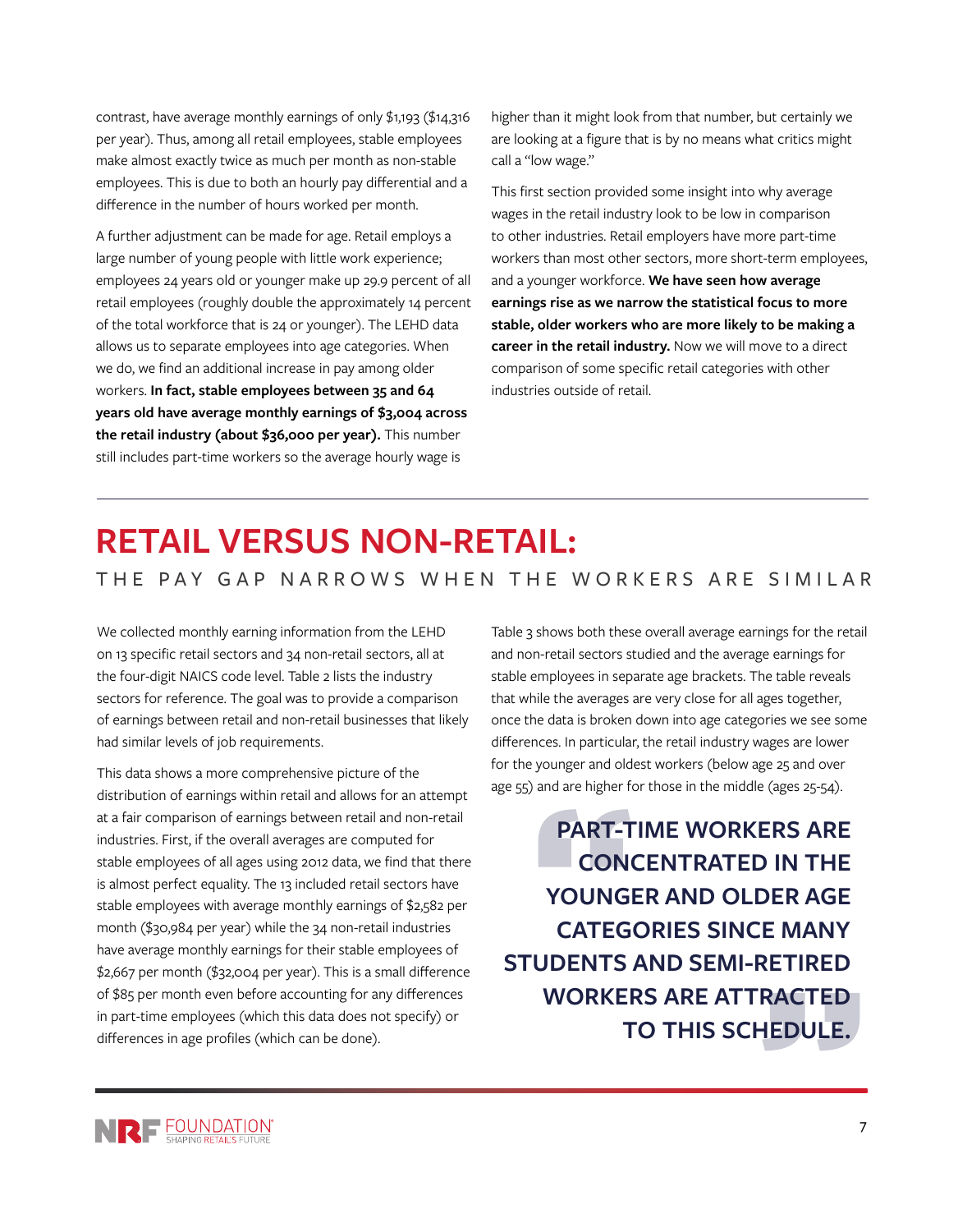contrast, have average monthly earnings of only $1,193 ($14,316 per year). Thus, among all retail employees, stable employees make almost exactly twice as much per month as non-stable employees. This is due to both an hourly pay differential and a difference in the number of hours worked per month.

A further adjustment can be made for age. Retail employs a large number of young people with little work experience; employees 24 years old or younger make up 29.9 percent of all retail employees (roughly double the approximately 14 percent of the total workforce that is 24 or younger). The LEHD data allows us to separate employees into age categories. When we do, we find an additional increase in pay among older workers. **In fact, stable employees between 35 and 64 years old have average monthly earnings of $3,004 across the retail industry (about $36,000 per year).** This number still includes part-time workers so the average hourly wage is higher than it might look from that number, but certainly we are looking at a figure that is by no means what critics might call a "low wage."

This first section provided some insight into why average wages in the retail industry look to be low in comparison to other industries. Retail employers have more part-time workers than most other sectors, more short-term employees, and a younger workforce. **We have seen how average earnings rise as we narrow the statistical focus to more stable, older workers who are more likely to be making a career in the retail industry.** Now we will move to a direct comparison of some specific retail categories with other industries outside of retail.

## RETAIL VERSUS NON-RETAIL:

### THE PAY GAP NARROWS WHEN THE WORKERS ARE SIMILAR

We collected monthly earning information from the LEHD on 13 specific retail sectors and 34 non-retail sectors, all at the four-digit NAICS code level. Table 2 lists the industry sectors for reference. The goal was to provide a comparison of earnings between retail and non-retail businesses that likely had similar levels of job requirements.

This data shows a more comprehensive picture of the distribution of earnings within retail and allows for an attempt at a fair comparison of earnings between retail and non-retail industries. First, if the overall averages are computed for stable employees of all ages using 2012 data, we find that there is almost perfect equality. The 13 included retail sectors have stable employees with average monthly earnings of $2,582 per month ($30,984 per year) while the 34 non-retail industries have average monthly earnings for their stable employees of $2,667 per month ($32,004 per year). This is a small difference of $85 per month even before accounting for any differences in part-time employees (which this data does not specify) or differences in age profiles (which can be done).

Table 3 shows both these overall average earnings for the retail and non-retail sectors studied and the average earnings for stable employees in separate age brackets. The table reveals that while the averages are very close for all ages together, once the data is broken down into age categories we see some differences. In particular, the retail industry wages are lower for the younger and oldest workers (below age 25 and over age 55) and are higher for those in the middle (ages 25-54).

> **PART-TIME WORKERS ARE CONCENTRATED IN THE YOUNGER AND OLDER AGE CATEGORIES SINCE MANY STUDENTS AND SEMI-RETIRED WORKERS ARE ATTRACTED TO THIS SCHEDULE.**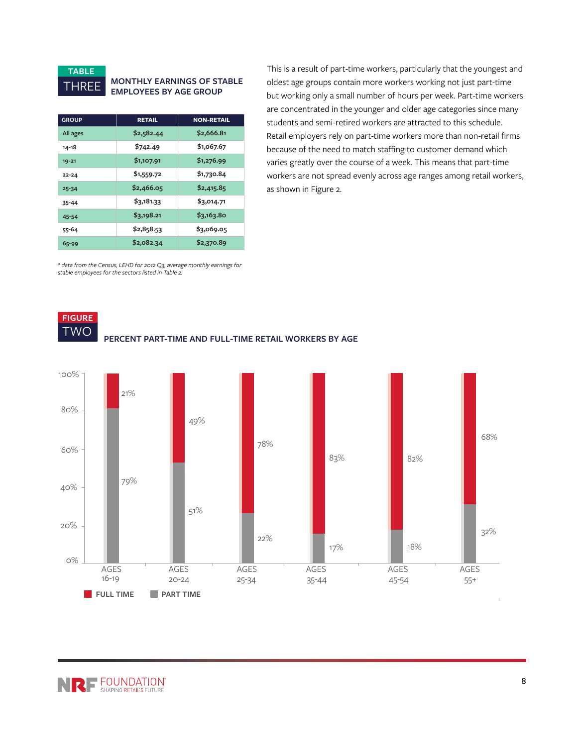## TABLE THREE: MONTHLY EARNINGS OF STABLE EMPLOYEES BY AGE GROUP

| GROUP | RETAIL | NON-RETAIL |
|---|---|---|
| All ages | $2,582.44 | $2,666.81 |
| 14-18 | $742.49 | $1,067.67 |
| 19-21 | $1,107.91 | $1,276.99 |
| 22-24 | $1,559.72 | $1,730.84 |
| 25-34 | $2,466.05 | $2,415.85 |
| 35-44 | $3,181.33 | $3,014.71 |
| 45-54 | $3,198.21 | $3,163.80 |
| 55-64 | $2,858.53 | $3,069.05 |
| 65-99 | $2,082.34 | $2,370.89 |

*\* data from the Census, LEHD for 2012 Q3, average monthly earnings for stable employees for the sectors listed in Table 2.*

This is a result of part-time workers, particularly that the youngest and oldest age groups contain more workers working not just part-time but working only a small number of hours per week. Part-time workers are concentrated in the younger and older age categories since many students and semi-retired workers are attracted to this schedule. Retail employers rely on part-time workers more than non-retail firms because of the need to match staffing to customer demand which varies greatly over the course of a week. This means that part-time workers are not spread evenly across age ranges among retail workers, as shown in Figure 2.

## FIGURE TWO: PERCENT PART-TIME AND FULL-TIME RETAIL WORKERS BY AGE

| Age | Full Time | Part Time |
|---|---|---|
| AGES 16-19 | 21% | 79% |
| AGES 20-24 | 49% | 51% |
| AGES 25-34 | 78% | 22% |
| AGES 35-44 | 83% | 17% |
| AGES 45-54 | 82% | 18% |
| AGES 55+ | 68% | 32% |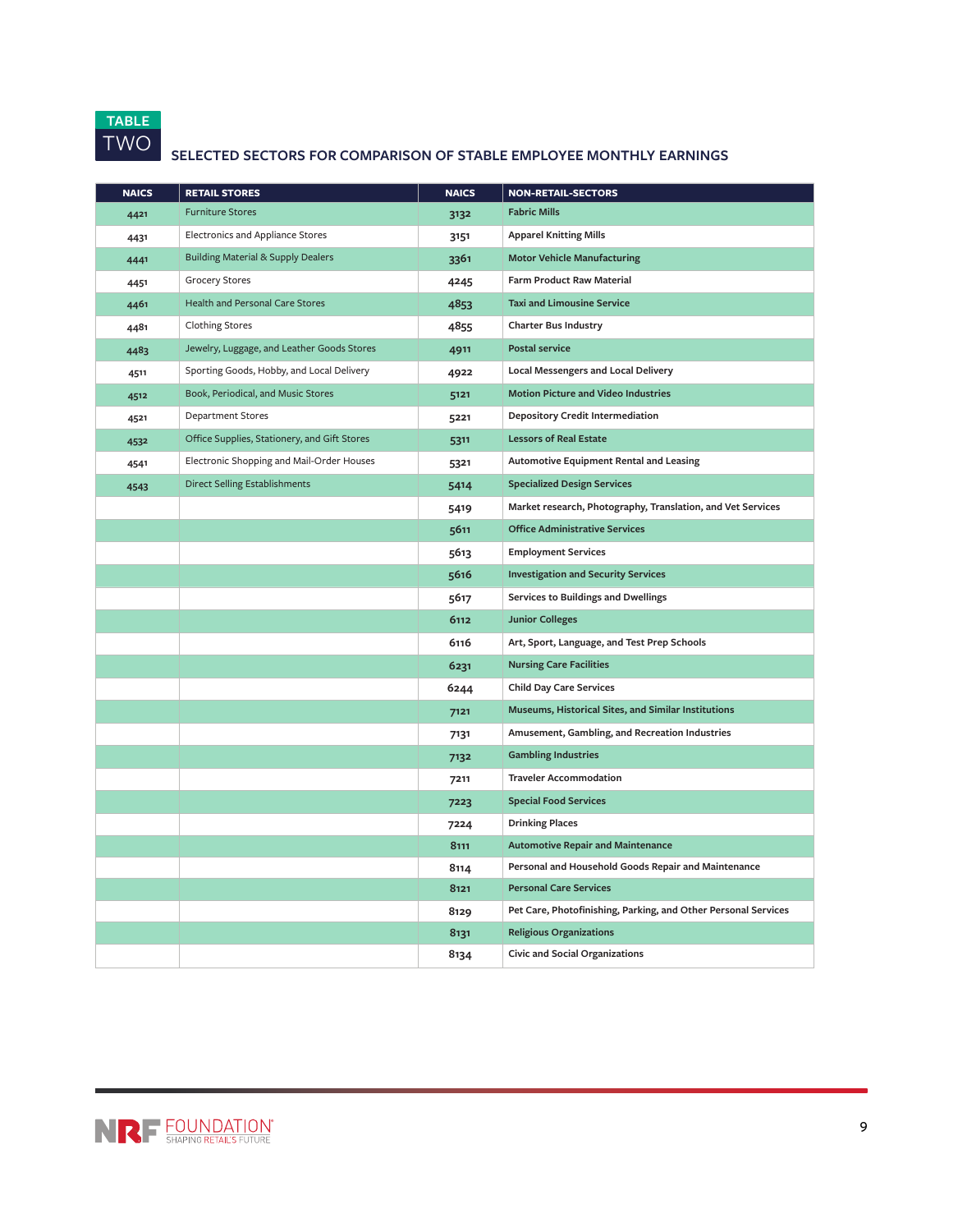TABLE TWO

## SELECTED SECTORS FOR COMPARISON OF STABLE EMPLOYEE MONTHLY EARNINGS

| NAICS | RETAIL STORES | NAICS | NON-RETAIL-SECTORS |
|---|---|---|---|
| 4421 | Furniture Stores | 3132 | Fabric Mills |
| 4431 | Electronics and Appliance Stores | 3151 | Apparel Knitting Mills |
| 4441 | Building Material & Supply Dealers | 3361 | Motor Vehicle Manufacturing |
| 4451 | Grocery Stores | 4245 | Farm Product Raw Material |
| 4461 | Health and Personal Care Stores | 4853 | Taxi and Limousine Service |
| 4481 | Clothing Stores | 4855 | Charter Bus Industry |
| 4483 | Jewelry, Luggage, and Leather Goods Stores | 4911 | Postal service |
| 4511 | Sporting Goods, Hobby, and Local Delivery | 4922 | Local Messengers and Local Delivery |
| 4512 | Book, Periodical, and Music Stores | 5121 | Motion Picture and Video Industries |
| 4521 | Department Stores | 5221 | Depository Credit Intermediation |
| 4532 | Office Supplies, Stationery, and Gift Stores | 5311 | Lessors of Real Estate |
| 4541 | Electronic Shopping and Mail-Order Houses | 5321 | Automotive Equipment Rental and Leasing |
| 4543 | Direct Selling Establishments | 5414 | Specialized Design Services |
| | | 5419 | Market research, Photography, Translation, and Vet Services |
| | | 5611 | Office Administrative Services |
| | | 5613 | Employment Services |
| | | 5616 | Investigation and Security Services |
| | | 5617 | Services to Buildings and Dwellings |
| | | 6112 | Junior Colleges |
| | | 6116 | Art, Sport, Language, and Test Prep Schools |
| | | 6231 | Nursing Care Facilities |
| | | 6244 | Child Day Care Services |
| | | 7121 | Museums, Historical Sites, and Similar Institutions |
| | | 7131 | Amusement, Gambling, and Recreation Industries |
| | | 7132 | Gambling Industries |
| | | 7211 | Traveler Accommodation |
| | | 7223 | Special Food Services |
| | | 7224 | Drinking Places |
| | | 8111 | Automotive Repair and Maintenance |
| | | 8114 | Personal and Household Goods Repair and Maintenance |
| | | 8121 | Personal Care Services |
| | | 8129 | Pet Care, Photofinishing, Parking, and Other Personal Services |
| | | 8131 | Religious Organizations |
| | | 8134 | Civic and Social Organizations |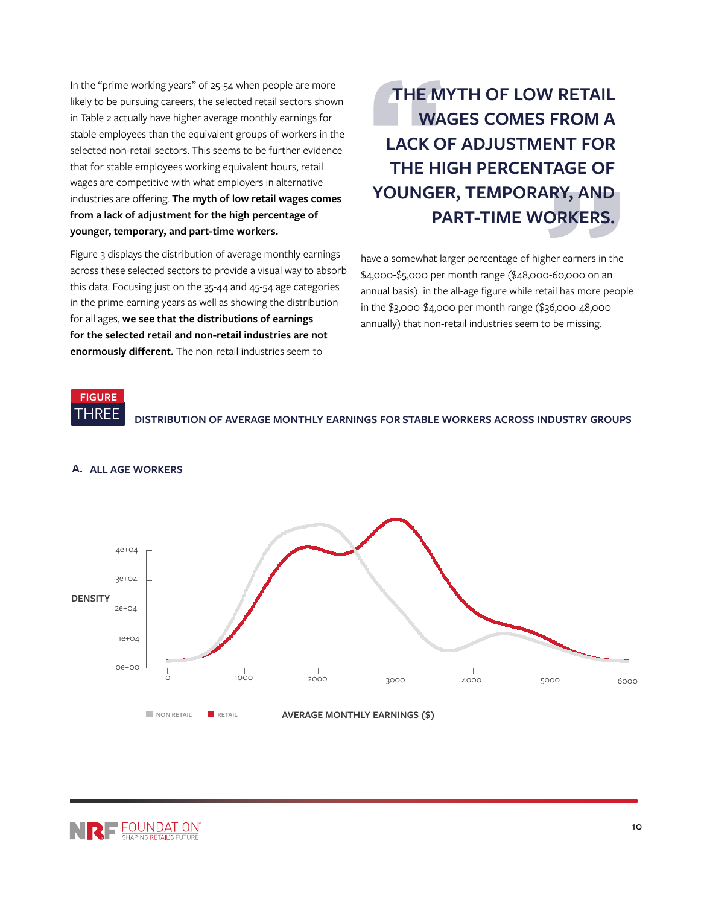In the "prime working years" of 25-54 when people are more likely to be pursuing careers, the selected retail sectors shown in Table 2 actually have higher average monthly earnings for stable employees than the equivalent groups of workers in the selected non-retail sectors. This seems to be further evidence that for stable employees working equivalent hours, retail wages are competitive with what employers in alternative industries are offering. **The myth of low retail wages comes from a lack of adjustment for the high percentage of younger, temporary, and part-time workers.**

Figure 3 displays the distribution of average monthly earnings across these selected sectors to provide a visual way to absorb this data. Focusing just on the 35-44 and 45-54 age categories in the prime earning years as well as showing the distribution for all ages, **we see that the distributions of earnings for the selected retail and non-retail industries are not enormously different.** The non-retail industries seem to have a somewhat larger percentage of higher earners in the $4,000-$5,000 per month range ($48,000-60,000 on an annual basis) in the all-age figure while retail has more people in the $3,000-$4,000 per month range ($36,000-48,000 annually) that non-retail industries seem to be missing.

> **THE MYTH OF LOW RETAIL WAGES COMES FROM A LACK OF ADJUSTMENT FOR THE HIGH PERCENTAGE OF YOUNGER, TEMPORARY, AND PART-TIME WORKERS.**

**FIGURE THREE** DISTRIBUTION OF AVERAGE MONTHLY EARNINGS FOR STABLE WORKERS ACROSS INDUSTRY GROUPS

**A. ALL AGE WORKERS**

DENSITY: 0e+00, 1e+04, 2e+04, 3e+04, 4e+04

AVERAGE MONTHLY EARNINGS ($): 0, 1000, 2000, 3000, 4000, 5000, 6000

NON RETAIL | RETAIL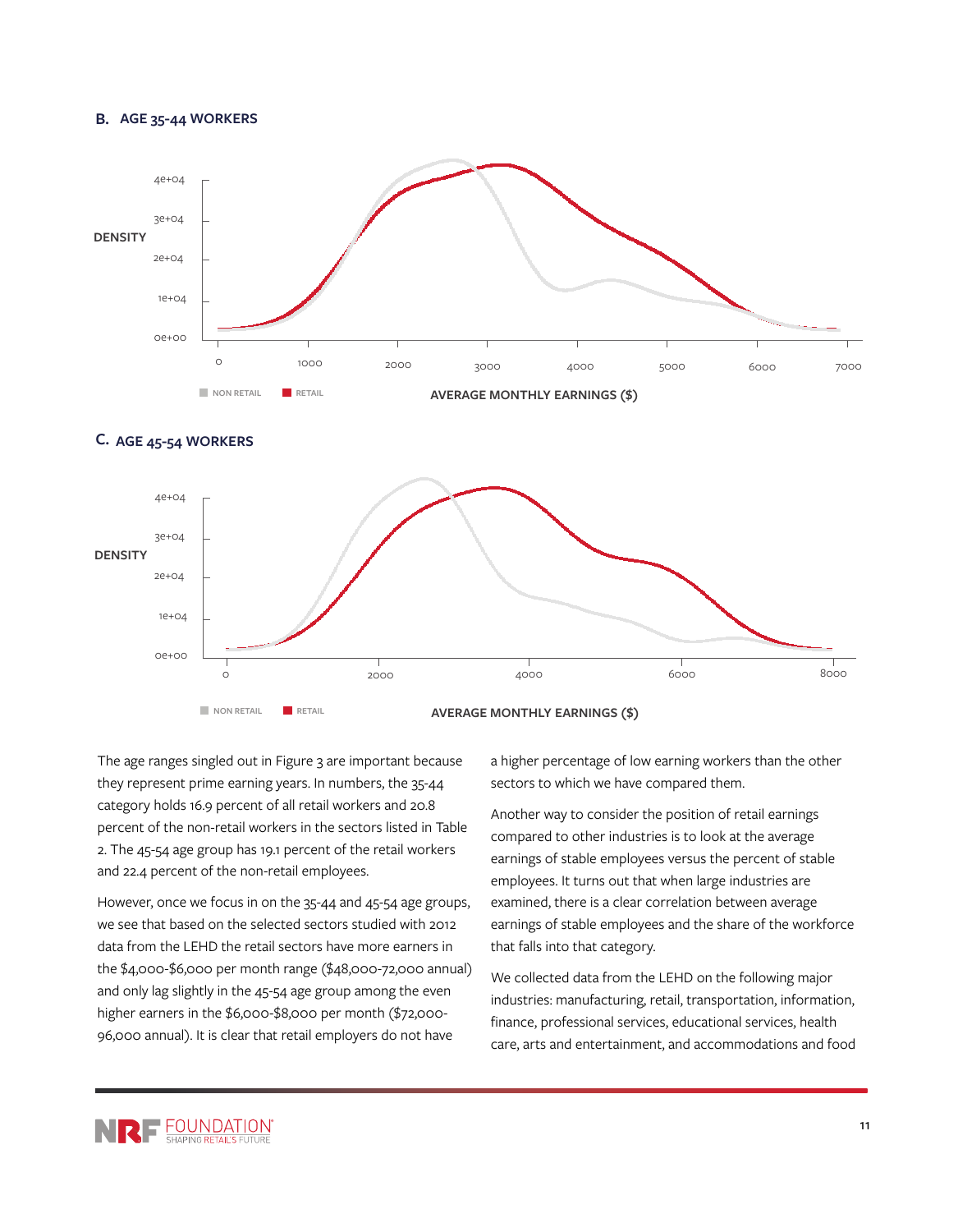**B. AGE 35-44 WORKERS**

DENSITY

4e+04
3e+04
2e+04
1e+04
0e+00

0 1000 2000 3000 4000 5000 6000 7000

NON RETAIL RETAIL

AVERAGE MONTHLY EARNINGS ($)

**C. AGE 45-54 WORKERS**

DENSITY

4e+04
3e+04
2e+04
1e+04
0e+00

0 2000 4000 6000 8000

NON RETAIL RETAIL

AVERAGE MONTHLY EARNINGS ($)

The age ranges singled out in Figure 3 are important because they represent prime earning years. In numbers, the 35-44 category holds 16.9 percent of all retail workers and 20.8 percent of the non-retail workers in the sectors listed in Table 2. The 45-54 age group has 19.1 percent of the retail workers and 22.4 percent of the non-retail employees.

However, once we focus in on the 35-44 and 45-54 age groups, we see that based on the selected sectors studied with 2012 data from the LEHD the retail sectors have more earners in the $4,000-$6,000 per month range ($48,000-72,000 annual) and only lag slightly in the 45-54 age group among the even higher earners in the $6,000-$8,000 per month ($72,000-96,000 annual). It is clear that retail employers do not have a higher percentage of low earning workers than the other sectors to which we have compared them.

Another way to consider the position of retail earnings compared to other industries is to look at the average earnings of stable employees versus the percent of stable employees. It turns out that when large industries are examined, there is a clear correlation between average earnings of stable employees and the share of the workforce that falls into that category.

We collected data from the LEHD on the following major industries: manufacturing, retail, transportation, information, finance, professional services, educational services, health care, arts and entertainment, and accommodations and food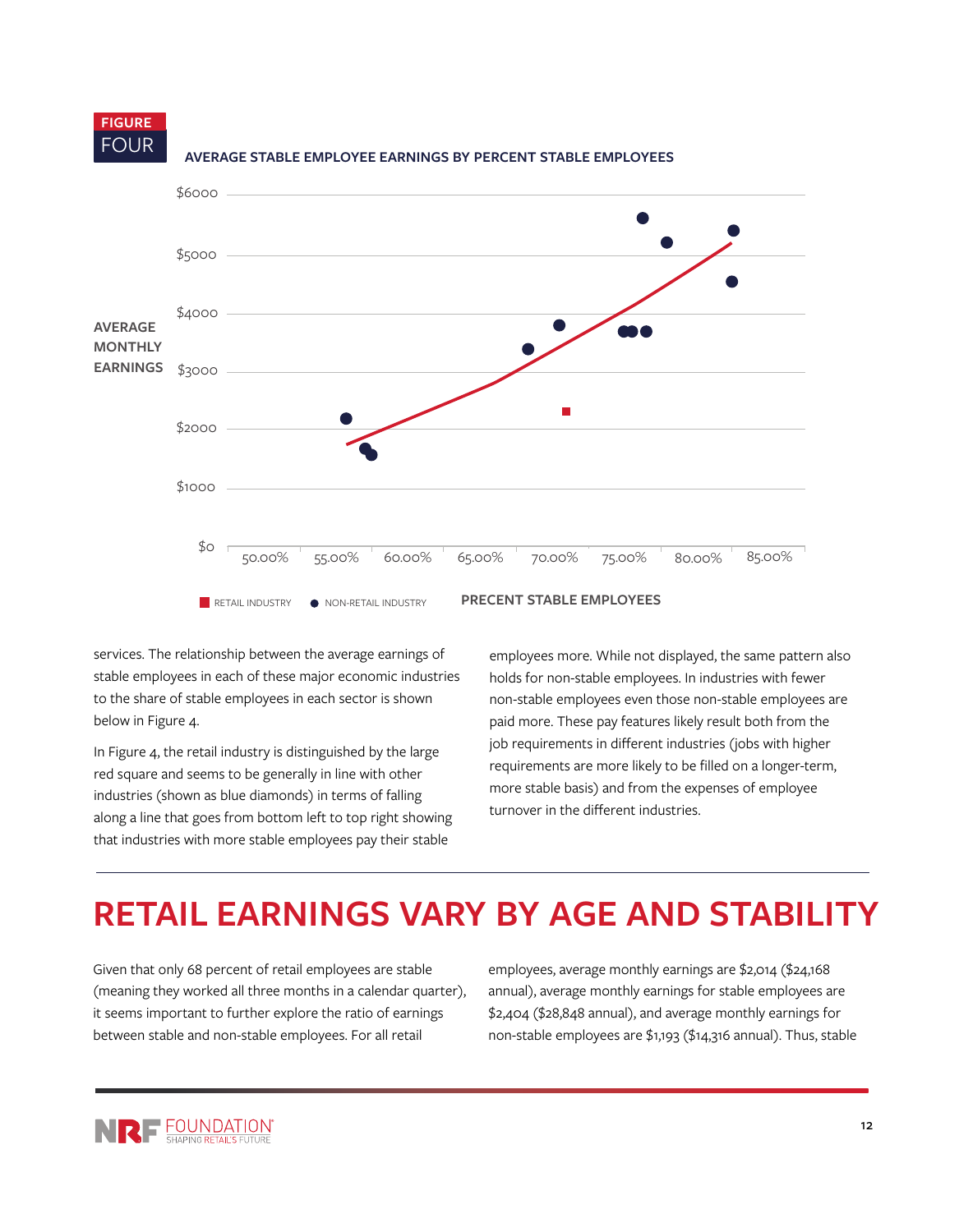**FIGURE FOUR**

**AVERAGE STABLE EMPLOYEE EARNINGS BY PERCENT STABLE EMPLOYEES**

services. The relationship between the average earnings of stable employees in each of these major economic industries to the share of stable employees in each sector is shown below in Figure 4.

In Figure 4, the retail industry is distinguished by the large red square and seems to be generally in line with other industries (shown as blue diamonds) in terms of falling along a line that goes from bottom left to top right showing that industries with more stable employees pay their stable employees more. While not displayed, the same pattern also holds for non-stable employees. In industries with fewer non-stable employees even those non-stable employees are paid more. These pay features likely result both from the job requirements in different industries (jobs with higher requirements are more likely to be filled on a longer-term, more stable basis) and from the expenses of employee turnover in the different industries.

# RETAIL EARNINGS VARY BY AGE AND STABILITY

Given that only 68 percent of retail employees are stable (meaning they worked all three months in a calendar quarter), it seems important to further explore the ratio of earnings between stable and non-stable employees. For all retail employees, average monthly earnings are $2,014 ($24,168 annual), average monthly earnings for stable employees are $2,404 ($28,848 annual), and average monthly earnings for non-stable employees are $1,193 ($14,316 annual). Thus, stable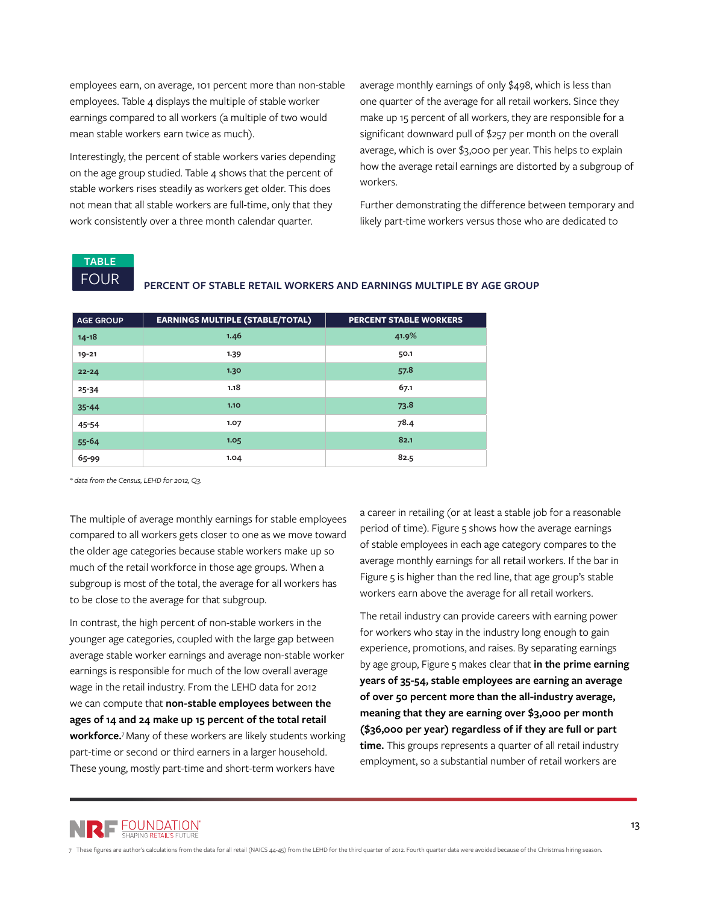employees earn, on average, 101 percent more than non-stable employees. Table 4 displays the multiple of stable worker earnings compared to all workers (a multiple of two would mean stable workers earn twice as much).

Interestingly, the percent of stable workers varies depending on the age group studied. Table 4 shows that the percent of stable workers rises steadily as workers get older. This does not mean that all stable workers are full-time, only that they work consistently over a three month calendar quarter.

average monthly earnings of only $498, which is less than one quarter of the average for all retail workers. Since they make up 15 percent of all workers, they are responsible for a significant downward pull of $257 per month on the overall average, which is over $3,000 per year. This helps to explain how the average retail earnings are distorted by a subgroup of workers.

Further demonstrating the difference between temporary and likely part-time workers versus those who are dedicated to a career in retailing (or at least a stable job for a reasonable period of time). Figure 5 shows how the average earnings of stable employees in each age category compares to the average monthly earnings for all retail workers. If the bar in Figure 5 is higher than the red line, that age group's stable workers earn above the average for all retail workers.

**TABLE FOUR**

**PERCENT OF STABLE RETAIL WORKERS AND EARNINGS MULTIPLE BY AGE GROUP**

| AGE GROUP | EARNINGS MULTIPLE (STABLE/TOTAL) | PERCENT STABLE WORKERS |
|---|---|---|
| 14-18 | 1.46 | 41.9% |
| 19-21 | 1.39 | 50.1 |
| 22-24 | 1.30 | 57.8 |
| 25-34 | 1.18 | 67.1 |
| 35-44 | 1.10 | 73.8 |
| 45-54 | 1.07 | 78.4 |
| 55-64 | 1.05 | 82.1 |
| 65-99 | 1.04 | 82.5 |

*\* data from the Census, LEHD for 2012, Q3.*

The multiple of average monthly earnings for stable employees compared to all workers gets closer to one as we move toward the older age categories because stable workers make up so much of the retail workforce in those age groups. When a subgroup is most of the total, the average for all workers has to be close to the average for that subgroup.

In contrast, the high percent of non-stable workers in the younger age categories, coupled with the large gap between average stable worker earnings and average non-stable worker earnings is responsible for much of the low overall average wage in the retail industry. From the LEHD data for 2012 we can compute that **non-stable employees between the ages of 14 and 24 make up 15 percent of the total retail workforce.**[7] Many of these workers are likely students working part-time or second or third earners in a larger household. These young, mostly part-time and short-term workers have

The retail industry can provide careers with earning power for workers who stay in the industry long enough to gain experience, promotions, and raises. By separating earnings by age group, Figure 5 makes clear that **in the prime earning years of 35-54, stable employees are earning an average of over 50 percent more than the all-industry average, meaning that they are earning over $3,000 per month ($36,000 per year) regardless of if they are full or part time.** This groups represents a quarter of all retail industry employment, so a substantial number of retail workers are

7 These figures are author's calculations from the data for all retail (NAICS 44-45) from the LEHD for the third quarter of 2012. Fourth quarter data were avoided because of the Christmas hiring season.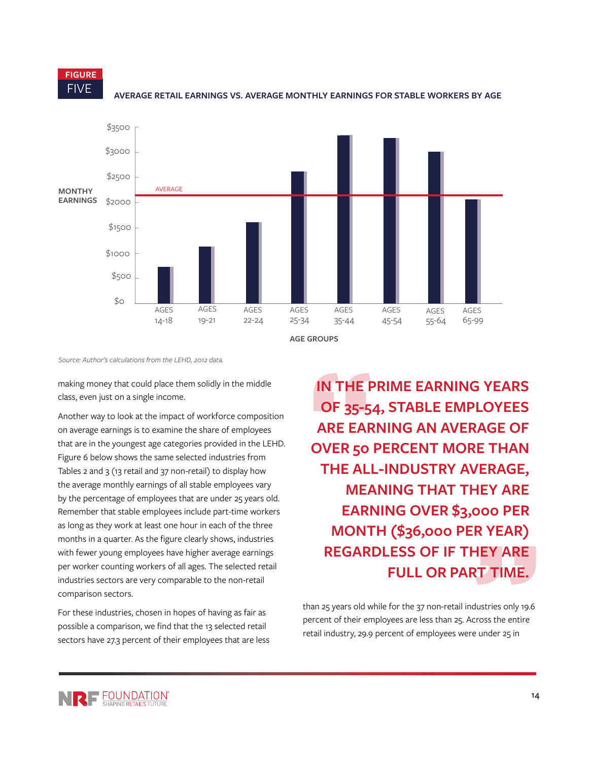**FIGURE FIVE**

**AVERAGE RETAIL EARNINGS VS. AVERAGE MONTHLY EARNINGS FOR STABLE WORKERS BY AGE**

*Source: Author's calculations from the LEHD, 2012 data.*

making money that could place them solidly in the middle class, even just on a single income.

Another way to look at the impact of workforce composition on average earnings is to examine the share of employees that are in the youngest age categories provided in the LEHD. Figure 6 below shows the same selected industries from Tables 2 and 3 (13 retail and 37 non-retail) to display how the average monthly earnings of all stable employees vary by the percentage of employees that are under 25 years old. Remember that stable employees include part-time workers as long as they work at least one hour in each of the three months in a quarter. As the figure clearly shows, industries with fewer young employees have higher average earnings per worker counting workers of all ages. The selected retail industries sectors are very comparable to the non-retail comparison sectors.

For these industries, chosen in hopes of having as fair as possible a comparison, we find that the 13 selected retail sectors have 27.3 percent of their employees that are less than 25 years old while for the 37 non-retail industries only 19.6 percent of their employees are less than 25. Across the entire retail industry, 29.9 percent of employees were under 25 in

> **IN THE PRIME EARNING YEARS OF 35-54, STABLE EMPLOYEES ARE EARNING AN AVERAGE OF OVER 50 PERCENT MORE THAN THE ALL-INDUSTRY AVERAGE, MEANING THAT THEY ARE EARNING OVER $3,000 PER MONTH ($36,000 PER YEAR) REGARDLESS OF IF THEY ARE FULL OR PART TIME.**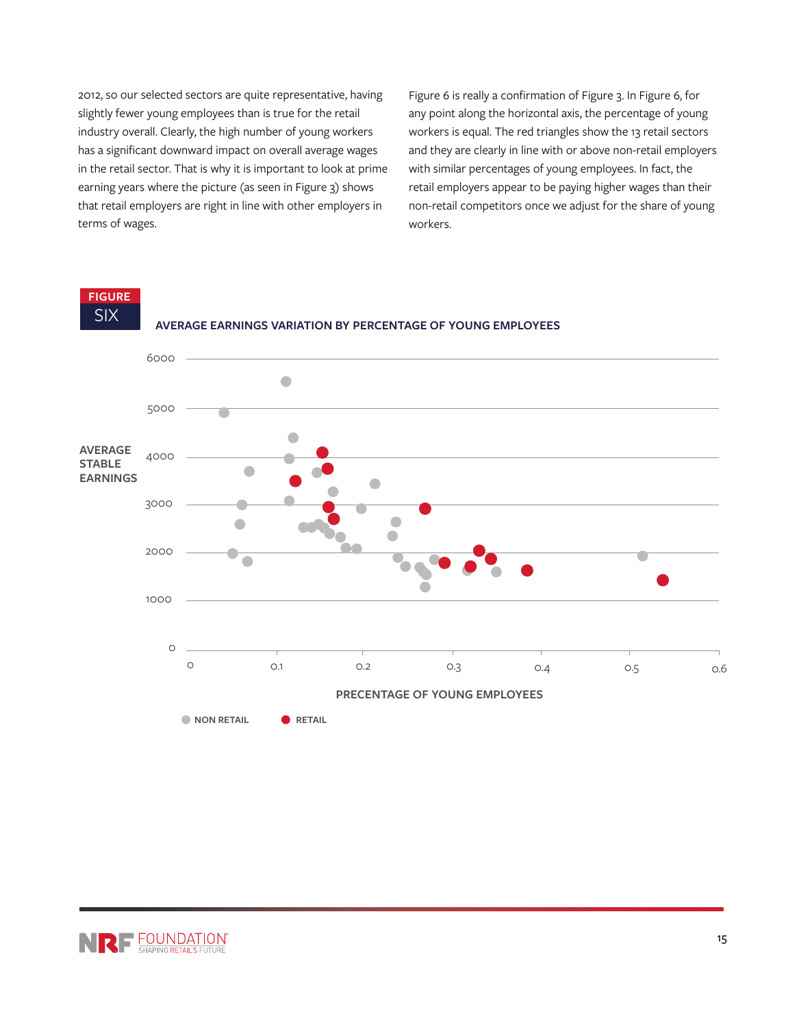2012, so our selected sectors are quite representative, having slightly fewer young employees than is true for the retail industry overall. Clearly, the high number of young workers has a significant downward impact on overall average wages in the retail sector. That is why it is important to look at prime earning years where the picture (as seen in Figure 3) shows that retail employers are right in line with other employers in terms of wages.

Figure 6 is really a confirmation of Figure 3. In Figure 6, for any point along the horizontal axis, the percentage of young workers is equal. The red triangles show the 13 retail sectors and they are clearly in line with or above non-retail employers with similar percentages of young employees. In fact, the retail employers appear to be paying higher wages than their non-retail competitors once we adjust for the share of young workers.

**FIGURE SIX**

**AVERAGE EARNINGS VARIATION BY PERCENTAGE OF YOUNG EMPLOYEES**

AVERAGE STABLE EARNINGS

6000
5000
4000
3000
2000
1000
0

0 0.1 0.2 0.3 0.4 0.5 0.6

PRECENTAGE OF YOUNG EMPLOYEES

NON RETAIL RETAIL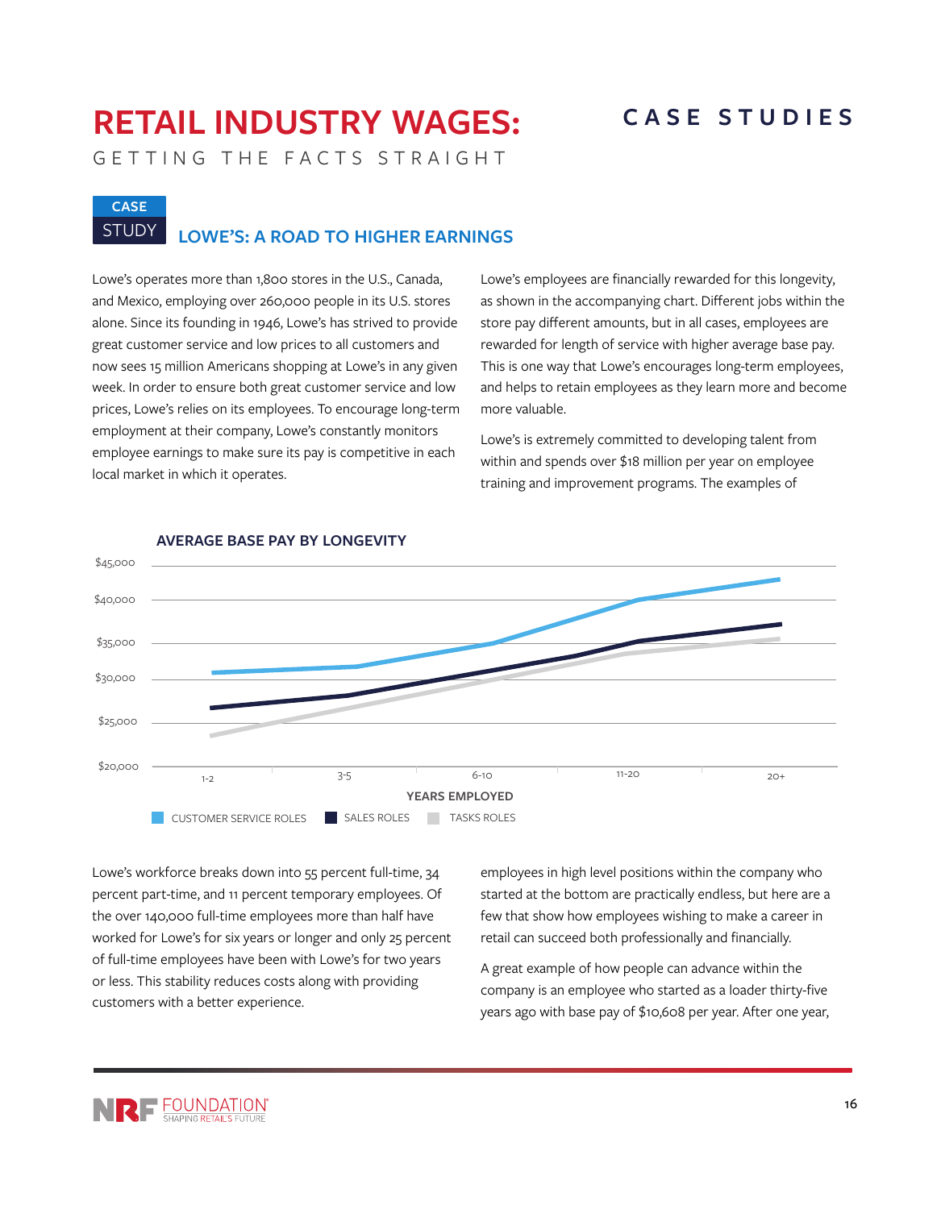# RETAIL INDUSTRY WAGES:

GETTING THE FACTS STRAIGHT

CASE STUDIES

CASE STUDY

## LOWE'S: A ROAD TO HIGHER EARNINGS

Lowe's operates more than 1,800 stores in the U.S., Canada, and Mexico, employing over 260,000 people in its U.S. stores alone. Since its founding in 1946, Lowe's has strived to provide great customer service and low prices to all customers and now sees 15 million Americans shopping at Lowe's in any given week. In order to ensure both great customer service and low prices, Lowe's relies on its employees. To encourage long-term employment at their company, Lowe's constantly monitors employee earnings to make sure its pay is competitive in each local market in which it operates.

Lowe's employees are financially rewarded for this longevity, as shown in the accompanying chart. Different jobs within the store pay different amounts, but in all cases, employees are rewarded for length of service with higher average base pay. This is one way that Lowe's encourages long-term employees, and helps to retain employees as they learn more and become more valuable.

Lowe's is extremely committed to developing talent from within and spends over $18 million per year on employee training and improvement programs. The examples of

**AVERAGE BASE PAY BY LONGEVITY**

$45,000
$40,000
$35,000
$30,000
$25,000
$20,000

1-2 | 3-5 | 6-10 | 11-20 | 20+

YEARS EMPLOYED

CUSTOMER SERVICE ROLES | SALES ROLES | TASKS ROLES

Lowe's workforce breaks down into 55 percent full-time, 34 percent part-time, and 11 percent temporary employees. Of the over 140,000 full-time employees more than half have worked for Lowe's for six years or longer and only 25 percent of full-time employees have been with Lowe's for two years or less. This stability reduces costs along with providing customers with a better experience.

employees in high level positions within the company who started at the bottom are practically endless, but here are a few that show how employees wishing to make a career in retail can succeed both professionally and financially.

A great example of how people can advance within the company is an employee who started as a loader thirty-five years ago with base pay of $10,608 per year. After one year,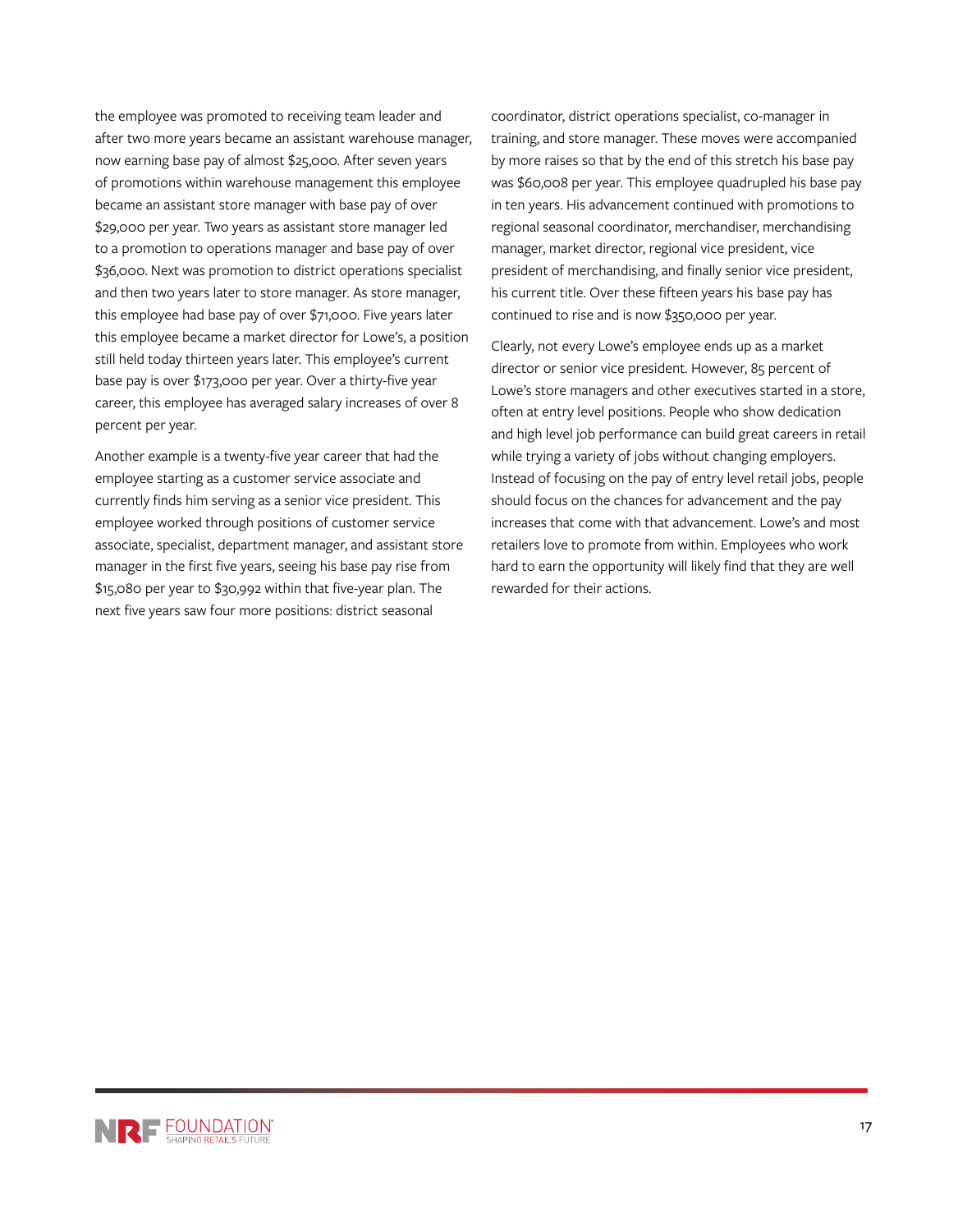the employee was promoted to receiving team leader and after two more years became an assistant warehouse manager, now earning base pay of almost $25,000. After seven years of promotions within warehouse management this employee became an assistant store manager with base pay of over $29,000 per year. Two years as assistant store manager led to a promotion to operations manager and base pay of over $36,000. Next was promotion to district operations specialist and then two years later to store manager. As store manager, this employee had base pay of over $71,000. Five years later this employee became a market director for Lowe's, a position still held today thirteen years later. This employee's current base pay is over $173,000 per year. Over a thirty-five year career, this employee has averaged salary increases of over 8 percent per year.

Another example is a twenty-five year career that had the employee starting as a customer service associate and currently finds him serving as a senior vice president. This employee worked through positions of customer service associate, specialist, department manager, and assistant store manager in the first five years, seeing his base pay rise from $15,080 per year to $30,992 within that five-year plan. The next five years saw four more positions: district seasonal coordinator, district operations specialist, co-manager in training, and store manager. These moves were accompanied by more raises so that by the end of this stretch his base pay was $60,008 per year. This employee quadrupled his base pay in ten years. His advancement continued with promotions to regional seasonal coordinator, merchandiser, merchandising manager, market director, regional vice president, vice president of merchandising, and finally senior vice president, his current title. Over these fifteen years his base pay has continued to rise and is now $350,000 per year.

Clearly, not every Lowe's employee ends up as a market director or senior vice president. However, 85 percent of Lowe's store managers and other executives started in a store, often at entry level positions. People who show dedication and high level job performance can build great careers in retail while trying a variety of jobs without changing employers. Instead of focusing on the pay of entry level retail jobs, people should focus on the chances for advancement and the pay increases that come with that advancement. Lowe's and most retailers love to promote from within. Employees who work hard to earn the opportunity will likely find that they are well rewarded for their actions.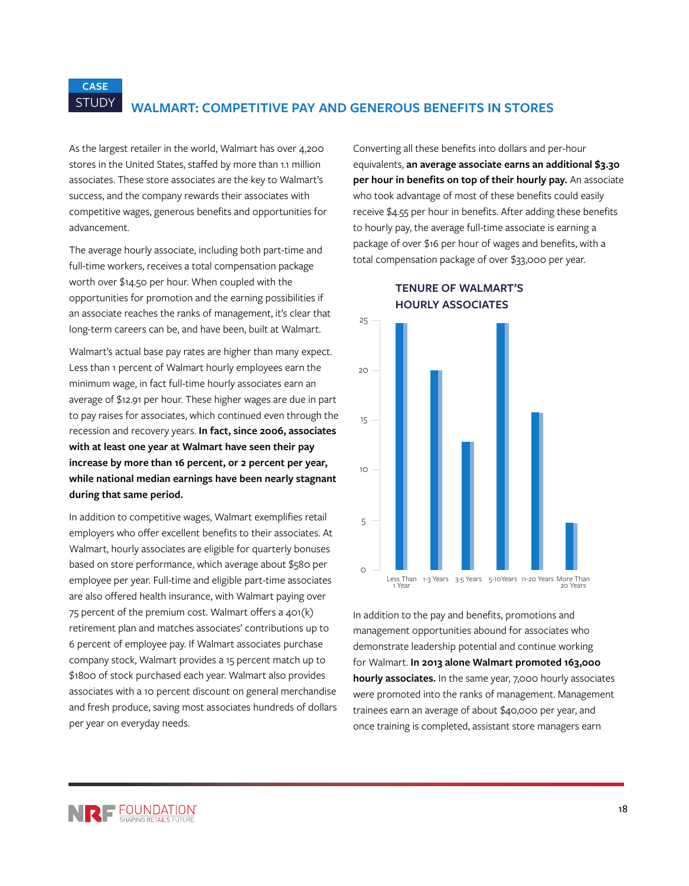CASE STUDY

## WALMART: COMPETITIVE PAY AND GENEROUS BENEFITS IN STORES

As the largest retailer in the world, Walmart has over 4,200 stores in the United States, staffed by more than 1.1 million associates. These store associates are the key to Walmart's success, and the company rewards their associates with competitive wages, generous benefits and opportunities for advancement.

The average hourly associate, including both part-time and full-time workers, receives a total compensation package worth over $14.50 per hour. When coupled with the opportunities for promotion and the earning possibilities if an associate reaches the ranks of management, it's clear that long-term careers can be, and have been, built at Walmart.

Walmart's actual base pay rates are higher than many expect. Less than 1 percent of Walmart hourly employees earn the minimum wage, in fact full-time hourly associates earn an average of $12.91 per hour. These higher wages are due in part to pay raises for associates, which continued even through the recession and recovery years. **In fact, since 2006, associates with at least one year at Walmart have seen their pay increase by more than 16 percent, or 2 percent per year, while national median earnings have been nearly stagnant during that same period.**

In addition to competitive wages, Walmart exemplifies retail employers who offer excellent benefits to their associates. At Walmart, hourly associates are eligible for quarterly bonuses based on store performance, which average about $580 per employee per year. Full-time and eligible part-time associates are also offered health insurance, with Walmart paying over 75 percent of the premium cost. Walmart offers a 401(k) retirement plan and matches associates' contributions up to 6 percent of employee pay. If Walmart associates purchase company stock, Walmart provides a 15 percent match up to $1800 of stock purchased each year. Walmart also provides associates with a 10 percent discount on general merchandise and fresh produce, saving most associates hundreds of dollars per year on everyday needs.

Converting all these benefits into dollars and per-hour equivalents, **an average associate earns an additional $3.30 per hour in benefits on top of their hourly pay.** An associate who took advantage of most of these benefits could easily receive $4.55 per hour in benefits. After adding these benefits to hourly pay, the average full-time associate is earning a package of over $16 per hour of wages and benefits, with a total compensation package of over $33,000 per year.

### TENURE OF WALMART'S HOURLY ASSOCIATES

| Tenure | Value |
|---|---|
| Less Than 1 Year | 25 |
| 1-3 Years | 20 |
| 3-5 Years | 13 |
| 5-10Years | 25 |
| 11-20 Years | 16 |
| More Than 20 Years | 5 |

In addition to the pay and benefits, promotions and management opportunities abound for associates who demonstrate leadership potential and continue working for Walmart. **In 2013 alone Walmart promoted 163,000 hourly associates.** In the same year, 7,000 hourly associates were promoted into the ranks of management. Management trainees earn an average of about $40,000 per year, and once training is completed, assistant store managers earn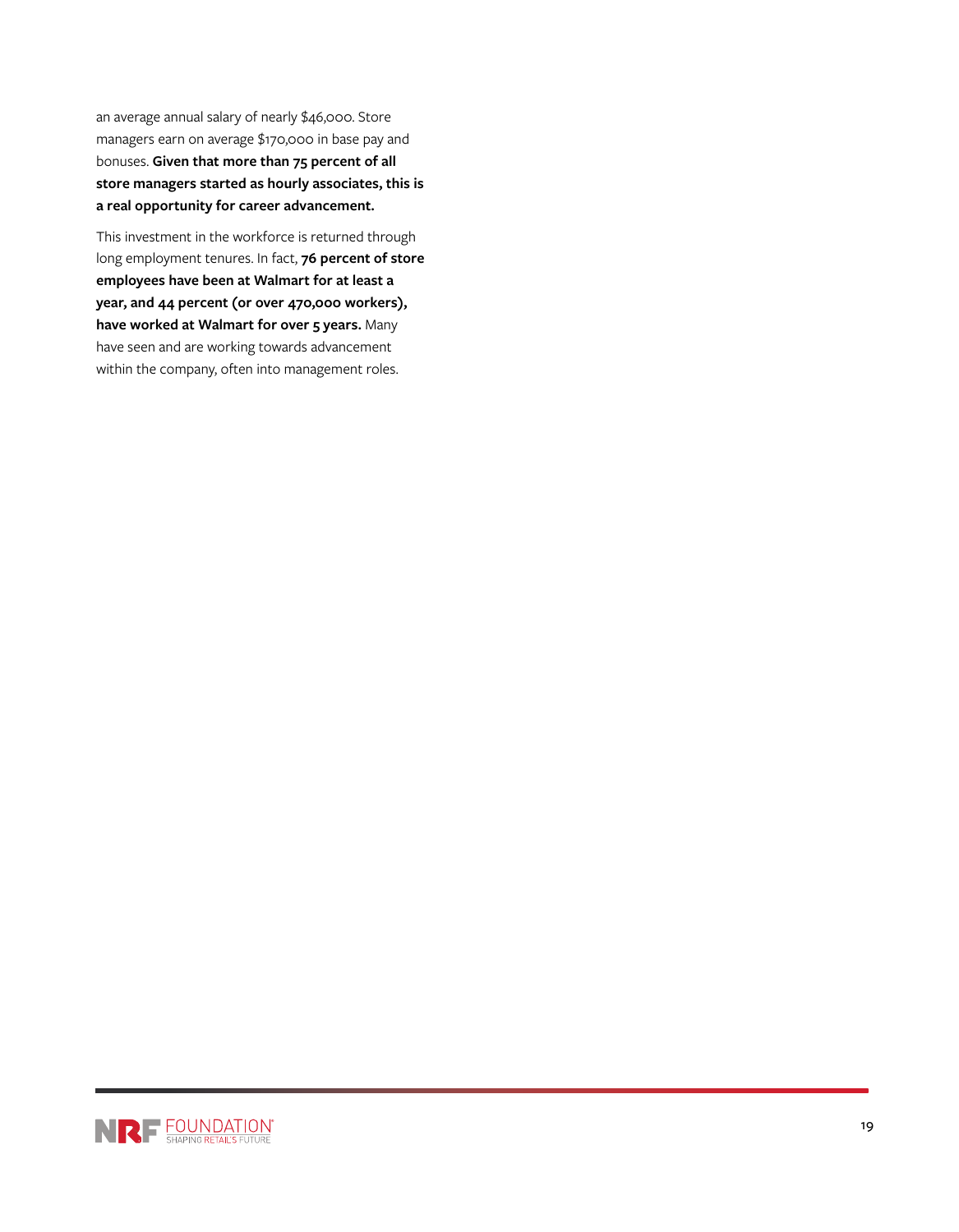an average annual salary of nearly $46,000. Store managers earn on average $170,000 in base pay and bonuses. **Given that more than 75 percent of all store managers started as hourly associates, this is a real opportunity for career advancement.**

This investment in the workforce is returned through long employment tenures. In fact, **76 percent of store employees have been at Walmart for at least a year, and 44 percent (or over 470,000 workers), have worked at Walmart for over 5 years.** Many have seen and are working towards advancement within the company, often into management roles.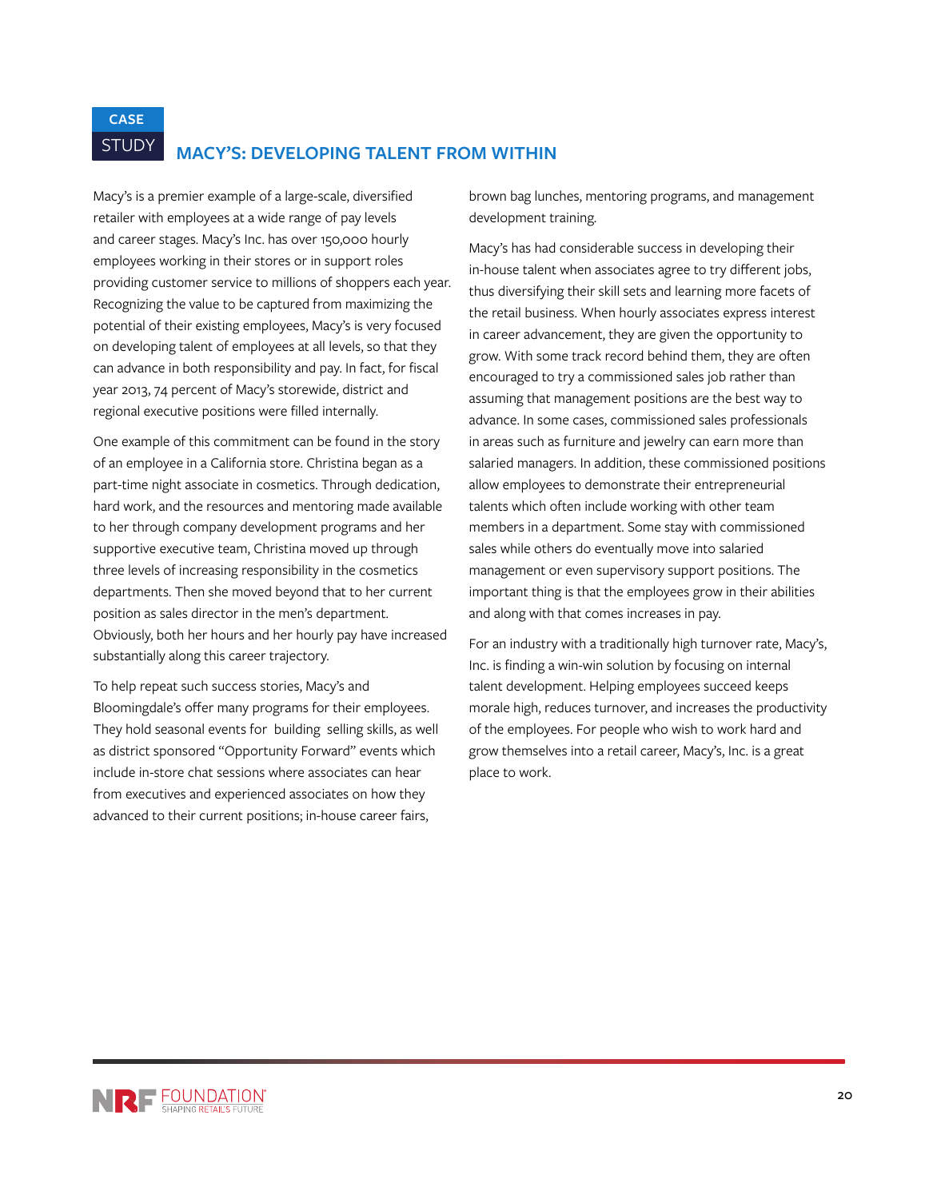CASE STUDY

## MACY'S: DEVELOPING TALENT FROM WITHIN

Macy's is a premier example of a large-scale, diversified retailer with employees at a wide range of pay levels and career stages. Macy's Inc. has over 150,000 hourly employees working in their stores or in support roles providing customer service to millions of shoppers each year. Recognizing the value to be captured from maximizing the potential of their existing employees, Macy's is very focused on developing talent of employees at all levels, so that they can advance in both responsibility and pay. In fact, for fiscal year 2013, 74 percent of Macy's storewide, district and regional executive positions were filled internally.

One example of this commitment can be found in the story of an employee in a California store. Christina began as a part-time night associate in cosmetics. Through dedication, hard work, and the resources and mentoring made available to her through company development programs and her supportive executive team, Christina moved up through three levels of increasing responsibility in the cosmetics departments. Then she moved beyond that to her current position as sales director in the men's department. Obviously, both her hours and her hourly pay have increased substantially along this career trajectory.

To help repeat such success stories, Macy's and Bloomingdale's offer many programs for their employees. They hold seasonal events for building selling skills, as well as district sponsored "Opportunity Forward" events which include in-store chat sessions where associates can hear from executives and experienced associates on how they advanced to their current positions; in-house career fairs, brown bag lunches, mentoring programs, and management development training.

Macy's has had considerable success in developing their in-house talent when associates agree to try different jobs, thus diversifying their skill sets and learning more facets of the retail business. When hourly associates express interest in career advancement, they are given the opportunity to grow. With some track record behind them, they are often encouraged to try a commissioned sales job rather than assuming that management positions are the best way to advance. In some cases, commissioned sales professionals in areas such as furniture and jewelry can earn more than salaried managers. In addition, these commissioned positions allow employees to demonstrate their entrepreneurial talents which often include working with other team members in a department. Some stay with commissioned sales while others do eventually move into salaried management or even supervisory support positions. The important thing is that the employees grow in their abilities and along with that comes increases in pay.

For an industry with a traditionally high turnover rate, Macy's, Inc. is finding a win-win solution by focusing on internal talent development. Helping employees succeed keeps morale high, reduces turnover, and increases the productivity of the employees. For people who wish to work hard and grow themselves into a retail career, Macy's, Inc. is a great place to work.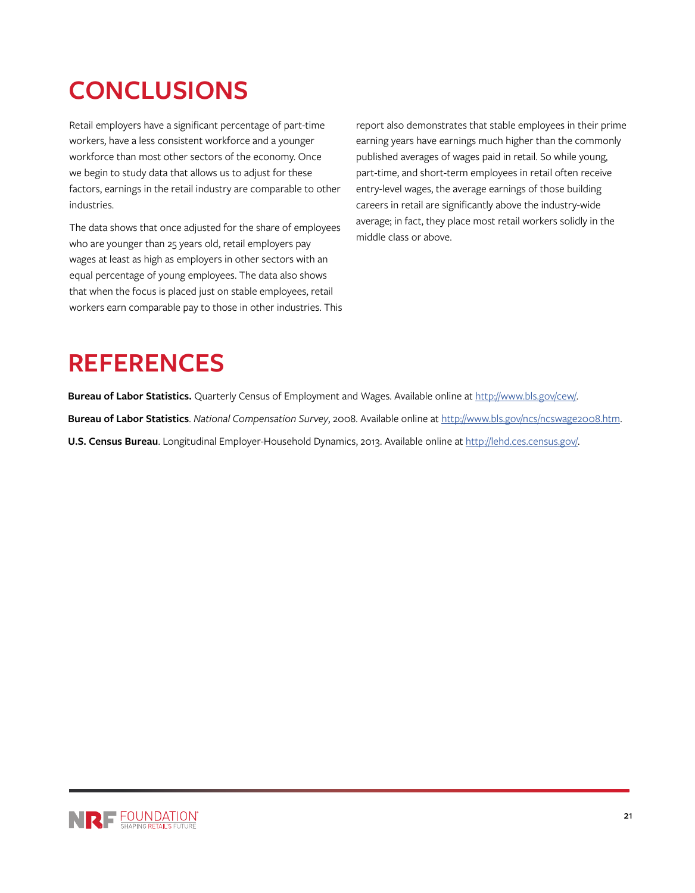# CONCLUSIONS

Retail employers have a significant percentage of part-time workers, have a less consistent workforce and a younger workforce than most other sectors of the economy. Once we begin to study data that allows us to adjust for these factors, earnings in the retail industry are comparable to other industries.

The data shows that once adjusted for the share of employees who are younger than 25 years old, retail employers pay wages at least as high as employers in other sectors with an equal percentage of young employees. The data also shows that when the focus is placed just on stable employees, retail workers earn comparable pay to those in other industries. This report also demonstrates that stable employees in their prime earning years have earnings much higher than the commonly published averages of wages paid in retail. So while young, part-time, and short-term employees in retail often receive entry-level wages, the average earnings of those building careers in retail are significantly above the industry-wide average; in fact, they place most retail workers solidly in the middle class or above.

# REFERENCES

**Bureau of Labor Statistics.** Quarterly Census of Employment and Wages. Available online at http://www.bls.gov/cew/.

**Bureau of Labor Statistics**. *National Compensation Survey*, 2008. Available online at http://www.bls.gov/ncs/ncswage2008.htm.

**U.S. Census Bureau**. Longitudinal Employer-Household Dynamics, 2013. Available online at http://lehd.ces.census.gov/.